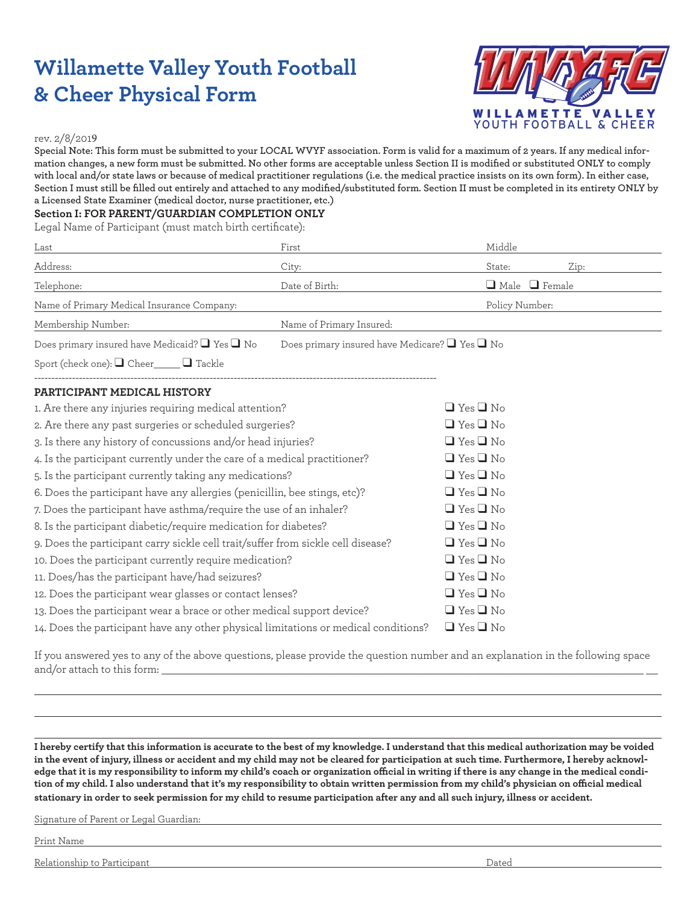# Willamette Valley Youth Football & Cheer Physical Form

WILLAMETTE VALLEY YOUTH FOOTBALL & CHEER

rev. 2/8/2019

**Special Note: This form must be submitted to your LOCAL WVYF association. Form is valid for a maximum of 2 years. If any medical information changes, a new form must be submitted. No other forms are acceptable unless Section II is modified or substituted ONLY to comply with local and/or state laws or because of medical practitioner regulations (i.e. the medical practice insists on its own form). In either case, Section I must still be filled out entirely and attached to any modified/substituted form. Section II must be completed in its entirety ONLY by a Licensed State Examiner (medical doctor, nurse practitioner, etc.)**

**Section I: FOR PARENT/GUARDIAN COMPLETION ONLY**

Legal Name of Participant (must match birth certificate):

Last ______ First ______ Middle ______

Address: ______ City: ______ State: ______ Zip: ______

Telephone: ______ Date of Birth: ______ ❑ Male ❑ Female

Name of Primary Medical Insurance Company: ______ Policy Number: ______

Membership Number: ______ Name of Primary Insured: ______

Does primary insured have Medicaid? ❑ Yes ❑ No  Does primary insured have Medicare? ❑ Yes ❑ No

Sport (check one): ❑ Cheer_____ ❑ Tackle

**PARTICIPANT MEDICAL HISTORY**

1. Are there any injuries requiring medical attention? ❑ Yes ❑ No
2. Are there any past surgeries or scheduled surgeries? ❑ Yes ❑ No
3. Is there any history of concussions and/or head injuries? ❑ Yes ❑ No
4. Is the participant currently under the care of a medical practitioner? ❑ Yes ❑ No
5. Is the participant currently taking any medications? ❑ Yes ❑ No
6. Does the participant have any allergies (penicillin, bee stings, etc)? ❑ Yes ❑ No
7. Does the participant have asthma/require the use of an inhaler? ❑ Yes ❑ No
8. Is the participant diabetic/require medication for diabetes? ❑ Yes ❑ No
9. Does the participant carry sickle cell trait/suffer from sickle cell disease? ❑ Yes ❑ No
10. Does the participant currently require medication? ❑ Yes ❑ No
11. Does/has the participant have/had seizures? ❑ Yes ❑ No
12. Does the participant wear glasses or contact lenses? ❑ Yes ❑ No
13. Does the participant wear a brace or other medical support device? ❑ Yes ❑ No
14. Does the participant have any other physical limitations or medical conditions? ❑ Yes ❑ No

If you answered yes to any of the above questions, please provide the question number and an explanation in the following space and/or attach to this form: ______

**I hereby certify that this information is accurate to the best of my knowledge. I understand that this medical authorization may be voided in the event of injury, illness or accident and my child may not be cleared for participation at such time. Furthermore, I hereby acknowledge that it is my responsibility to inform my child's coach or organization official in writing if there is any change in the medical condition of my child. I also understand that it's my responsibility to obtain written permission from my child's physician on official medical stationary in order to seek permission for my child to resume participation after any and all such injury, illness or accident.**

Signature of Parent or Legal Guardian: ______

Print Name ______

Relationship to Participant ______ Dated ______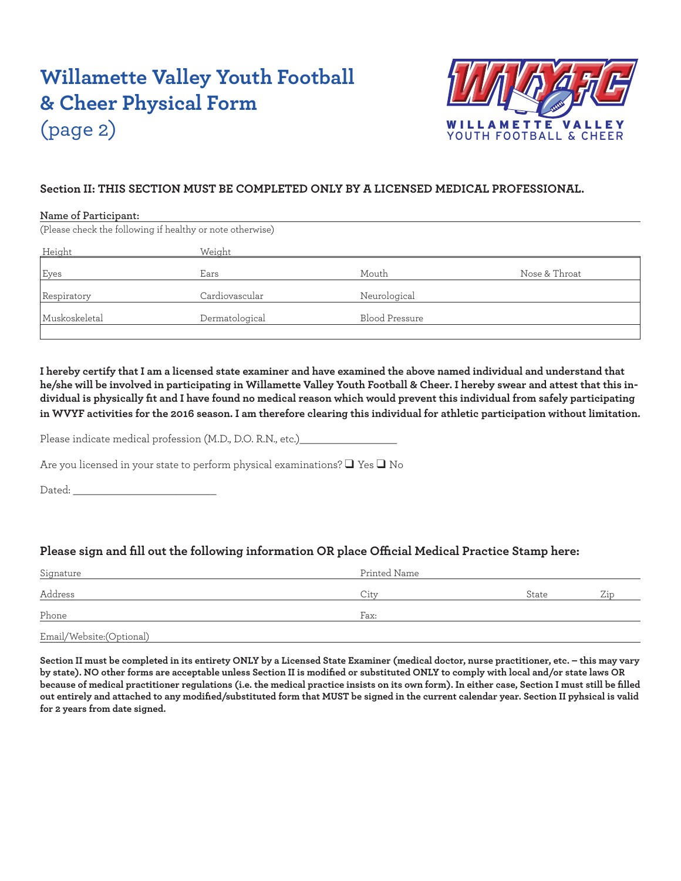# Willamette Valley Youth Football & Cheer Physical Form

(page 2)

WILLAMETTE VALLEY YOUTH FOOTBALL & CHEER

**Section II: THIS SECTION MUST BE COMPLETED ONLY BY A LICENSED MEDICAL PROFESSIONAL.**

**Name of Participant:**

(Please check the following if healthy or note otherwise)

| | | | |
|---|---|---|---|
| Height | Weight | | |
| Eyes | Ears | Mouth | Nose & Throat |
| Respiratory | Cardiovascular | Neurological | |
| Muskoskeletal | Dermatological | Blood Pressure | |

**I hereby certify that I am a licensed state examiner and have examined the above named individual and understand that he/she will be involved in participating in Willamette Valley Youth Football & Cheer. I hereby swear and attest that this individual is physically fit and I have found no medical reason which would prevent this individual from safely participating in WVYF activities for the 2016 season. I am therefore clearing this individual for athletic participation without limitation.**

Please indicate medical profession (M.D., D.O. R.N., etc.)__________________

Are you licensed in your state to perform physical examinations? ❑ Yes ❑ No

Dated: ___________________________

### Please sign and fill out the following information OR place Official Medical Practice Stamp here:

Signature

Printed Name

Address

City

State

Zip

Phone

Fax:

Email/Website:(Optional)

**Section II must be completed in its entirety ONLY by a Licensed State Examiner (medical doctor, nurse practitioner, etc. – this may vary by state). NO other forms are acceptable unless Section II is modified or substituted ONLY to comply with local and/or state laws OR because of medical practitioner regulations (i.e. the medical practice insists on its own form). In either case, Section I must still be filled out entirely and attached to any modified/substituted form that MUST be signed in the current calendar year. Section II pyhsical is valid for 2 years from date signed.**